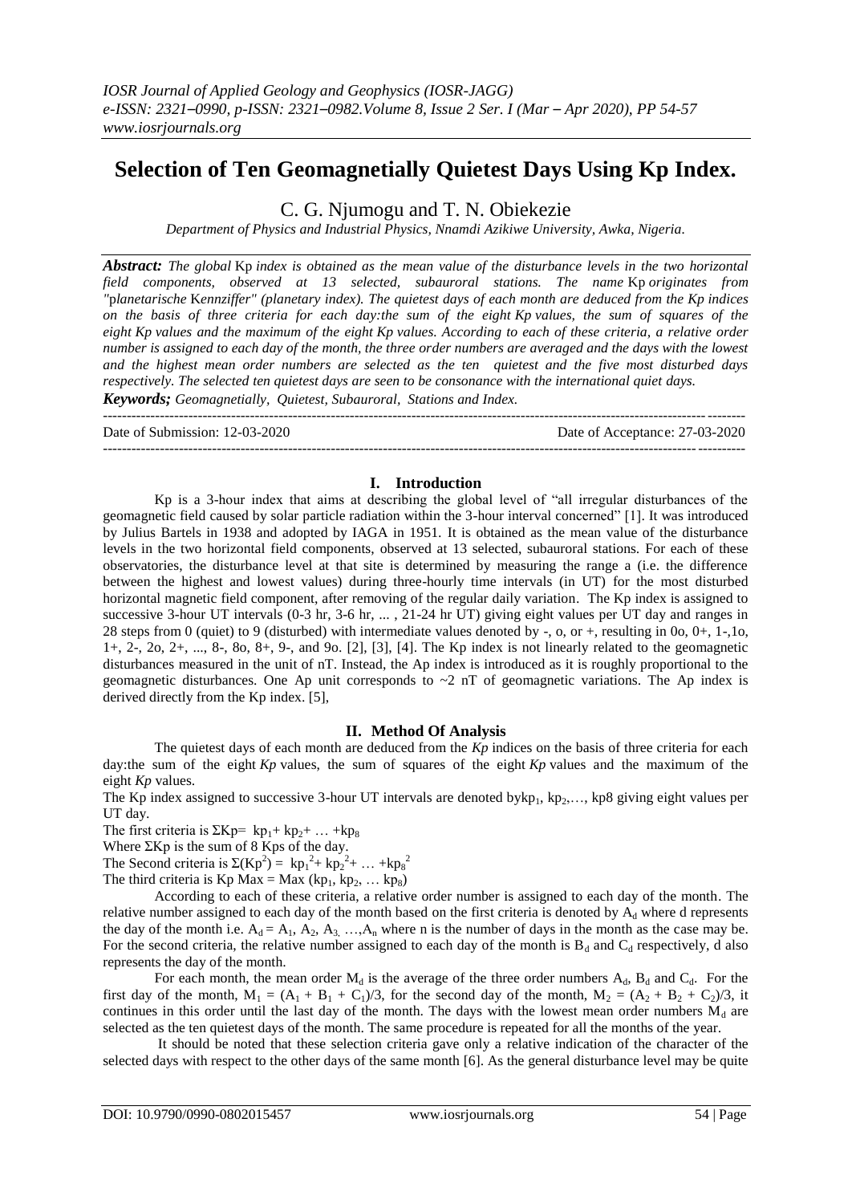# Selection of Ten Geomagnetially Quietest Days Using Kp Index.

C. G. Njumogu and T. N. Obiekezie

*Department of Physics and Industrial Physics, Nnamdi Azikiwe University, Awka, Nigeria.*

***Abstract:*** *The global* Kp *index is obtained as the mean value of the disturbance levels in the two horizontal field components, observed at 13 selected, subauroral stations. The name* Kp *originates from "planetarische* K*ennziffer" (planetary index). The quietest days of each month are deduced from the Kp indices on the basis of three criteria for each day:the sum of the eight Kp values, the sum of squares of the eight Kp values and the maximum of the eight Kp values. According to each of these criteria, a relative order number is assigned to each day of the month, the three order numbers are averaged and the days with the lowest and the highest mean order numbers are selected as the ten quietest and the five most disturbed days respectively. The selected ten quietest days are seen to be consonance with the international quiet days.*

***Keywords;*** *Geomagnetially, Quietest, Subauroral, Stations and Index.*

---

Date of Submission: 12-03-2020 | Date of Acceptance: 27-03-2020

---

## I. Introduction

Kp is a 3-hour index that aims at describing the global level of "all irregular disturbances of the geomagnetic field caused by solar particle radiation within the 3-hour interval concerned" [1]. It was introduced by Julius Bartels in 1938 and adopted by IAGA in 1951. It is obtained as the mean value of the disturbance levels in the two horizontal field components, observed at 13 selected, subauroral stations. For each of these observatories, the disturbance level at that site is determined by measuring the range a (i.e. the difference between the highest and lowest values) during three-hourly time intervals (in UT) for the most disturbed horizontal magnetic field component, after removing of the regular daily variation. The Kp index is assigned to successive 3-hour UT intervals (0-3 hr, 3-6 hr, ... , 21-24 hr UT) giving eight values per UT day and ranges in 28 steps from 0 (quiet) to 9 (disturbed) with intermediate values denoted by -, o, or +, resulting in 0o, 0+, 1-,1o, 1+, 2-, 2o, 2+, ..., 8-, 8o, 8+, 9-, and 9o. [2], [3], [4]. The Kp index is not linearly related to the geomagnetic disturbances measured in the unit of nT. Instead, the Ap index is introduced as it is roughly proportional to the geomagnetic disturbances. One Ap unit corresponds to ~2 nT of geomagnetic variations. The Ap index is derived directly from the Kp index. [5],

## II. Method Of Analysis

The quietest days of each month are deduced from the *Kp* indices on the basis of three criteria for each day:the sum of the eight *Kp* values, the sum of squares of the eight *Kp* values and the maximum of the eight *Kp* values.

The Kp index assigned to successive 3-hour UT intervals are denoted by$kp_1$, $kp_2$,…, kp8 giving eight values per UT day.

The first criteria is $\Sigma Kp = kp_1 + kp_2 + \dots + kp_8$

Where ΣKp is the sum of 8 Kps of the day.

The Second criteria is $\Sigma(Kp^2) = kp_1^2 + kp_2^2 + \dots + kp_8^2$

The third criteria is $Kp\ Max = Max\ (kp_1, kp_2, \dots kp_8)$

According to each of these criteria, a relative order number is assigned to each day of the month. The relative number assigned to each day of the month based on the first criteria is denoted by $A_d$ where d represents the day of the month i.e. $A_d = A_1, A_2, A_3, \dots, A_n$ where n is the number of days in the month as the case may be. For the second criteria, the relative number assigned to each day of the month is $B_d$ and $C_d$ respectively, d also represents the day of the month.

For each month, the mean order $M_d$ is the average of the three order numbers $A_d$, $B_d$ and $C_d$. For the first day of the month, $M_1 = (A_1 + B_1 + C_1)/3$, for the second day of the month, $M_2 = (A_2 + B_2 + C_2)/3$, it continues in this order until the last day of the month. The days with the lowest mean order numbers $M_d$ are selected as the ten quietest days of the month. The same procedure is repeated for all the months of the year.

It should be noted that these selection criteria gave only a relative indication of the character of the selected days with respect to the other days of the same month [6]. As the general disturbance level may be quite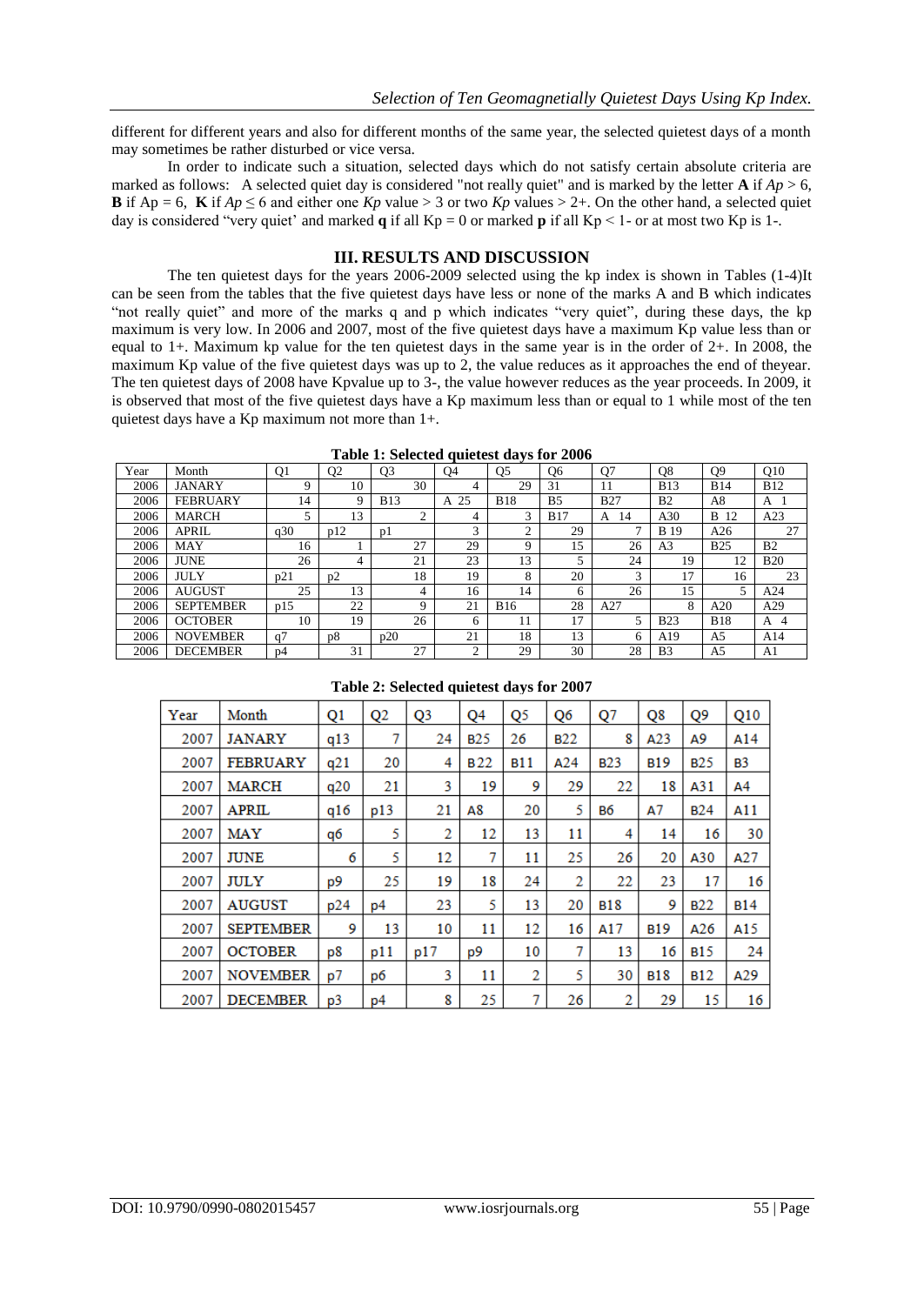different for different years and also for different months of the same year, the selected quietest days of a month may sometimes be rather disturbed or vice versa.

In order to indicate such a situation, selected days which do not satisfy certain absolute criteria are marked as follows: A selected quiet day is considered "not really quiet" and is marked by the letter **A** if $Ap > 6$, **B** if Ap = 6, **K** if $Ap \leq 6$ and either one *Kp* value > 3 or two *Kp* values > 2+. On the other hand, a selected quiet day is considered "very quiet' and marked **q** if all Kp = 0 or marked **p** if all Kp < 1- or at most two Kp is 1-.

## III. RESULTS AND DISCUSSION

The ten quietest days for the years 2006-2009 selected using the kp index is shown in Tables (1-4)It can be seen from the tables that the five quietest days have less or none of the marks A and B which indicates "not really quiet" and more of the marks q and p which indicates "very quiet", during these days, the kp maximum is very low. In 2006 and 2007, most of the five quietest days have a maximum Kp value less than or equal to 1+. Maximum kp value for the ten quietest days in the same year is in the order of 2+. In 2008, the maximum Kp value of the five quietest days was up to 2, the value reduces as it approaches the end of theyear. The ten quietest days of 2008 have Kpvalue up to 3-, the value however reduces as the year proceeds. In 2009, it is observed that most of the five quietest days have a Kp maximum less than or equal to 1 while most of the ten quietest days have a Kp maximum not more than 1+.

**Table 1: Selected quietest days for 2006**

| Year | Month | Q1 | Q2 | Q3 | Q4 | Q5 | Q6 | Q7 | Q8 | Q9 | Q10 |
|---|---|---|---|---|---|---|---|---|---|---|---|
| 2006 | JANARY | 9 | 10 | 30 | 4 | 29 | 31 | 11 | B13 | B14 | B12 |
| 2006 | FEBRUARY | 14 | 9 | B13 | A 25 | B18 | B5 | B27 | B2 | A8 | A 1 |
| 2006 | MARCH | 5 | 13 | 2 | 4 | 3 | B17 | A 14 | A30 | B 12 | A23 |
| 2006 | APRIL | q30 | p12 | p1 | 3 | 2 | 29 | 7 | B 19 | A26 | 27 |
| 2006 | MAY | 16 | 1 | 27 | 29 | 9 | 15 | 26 | A3 | B25 | B2 |
| 2006 | JUNE | 26 | 4 | 21 | 23 | 13 | 5 | 24 | 19 | 12 | B20 |
| 2006 | JULY | p21 | p2 | 18 | 19 | 8 | 20 | 3 | 17 | 16 | 23 |
| 2006 | AUGUST | 25 | 13 | 4 | 16 | 14 | 6 | 26 | 15 | 5 | A24 |
| 2006 | SEPTEMBER | p15 | 22 | 9 | 21 | B16 | 28 | A27 | 8 | A20 | A29 |
| 2006 | OCTOBER | 10 | 19 | 26 | 6 | 11 | 17 | 5 | B23 | B18 | A 4 |
| 2006 | NOVEMBER | q7 | p8 | p20 | 21 | 18 | 13 | 6 | A19 | A5 | A14 |
| 2006 | DECEMBER | p4 | 31 | 27 | 2 | 29 | 30 | 28 | B3 | A5 | A1 |

**Table 2: Selected quietest days for 2007**

| Year | Month | Q1 | Q2 | Q3 | Q4 | Q5 | Q6 | Q7 | Q8 | Q9 | Q10 |
|---|---|---|---|---|---|---|---|---|---|---|---|
| 2007 | JANARY | q13 | 7 | 24 | B25 | 26 | B22 | 8 | A23 | A9 | A14 |
| 2007 | FEBRUARY | q21 | 20 | 4 | B22 | B11 | A24 | B23 | B19 | B25 | B3 |
| 2007 | MARCH | q20 | 21 | 3 | 19 | 9 | 29 | 22 | 18 | A31 | A4 |
| 2007 | APRIL | q16 | p13 | 21 | A8 | 20 | 5 | B6 | A7 | B24 | A11 |
| 2007 | MAY | q6 | 5 | 2 | 12 | 13 | 11 | 4 | 14 | 16 | 30 |
| 2007 | JUNE | 6 | 5 | 12 | 7 | 11 | 25 | 26 | 20 | A30 | A27 |
| 2007 | JULY | p9 | 25 | 19 | 18 | 24 | 2 | 22 | 23 | 17 | 16 |
| 2007 | AUGUST | p24 | p4 | 23 | 5 | 13 | 20 | B18 | 9 | B22 | B14 |
| 2007 | SEPTEMBER | 9 | 13 | 10 | 11 | 12 | 16 | A17 | B19 | A26 | A15 |
| 2007 | OCTOBER | p8 | p11 | p17 | p9 | 10 | 7 | 13 | 16 | B15 | 24 |
| 2007 | NOVEMBER | p7 | p6 | 3 | 11 | 2 | 5 | 30 | B18 | B12 | A29 |
| 2007 | DECEMBER | p3 | p4 | 8 | 25 | 7 | 26 | 2 | 29 | 15 | 16 |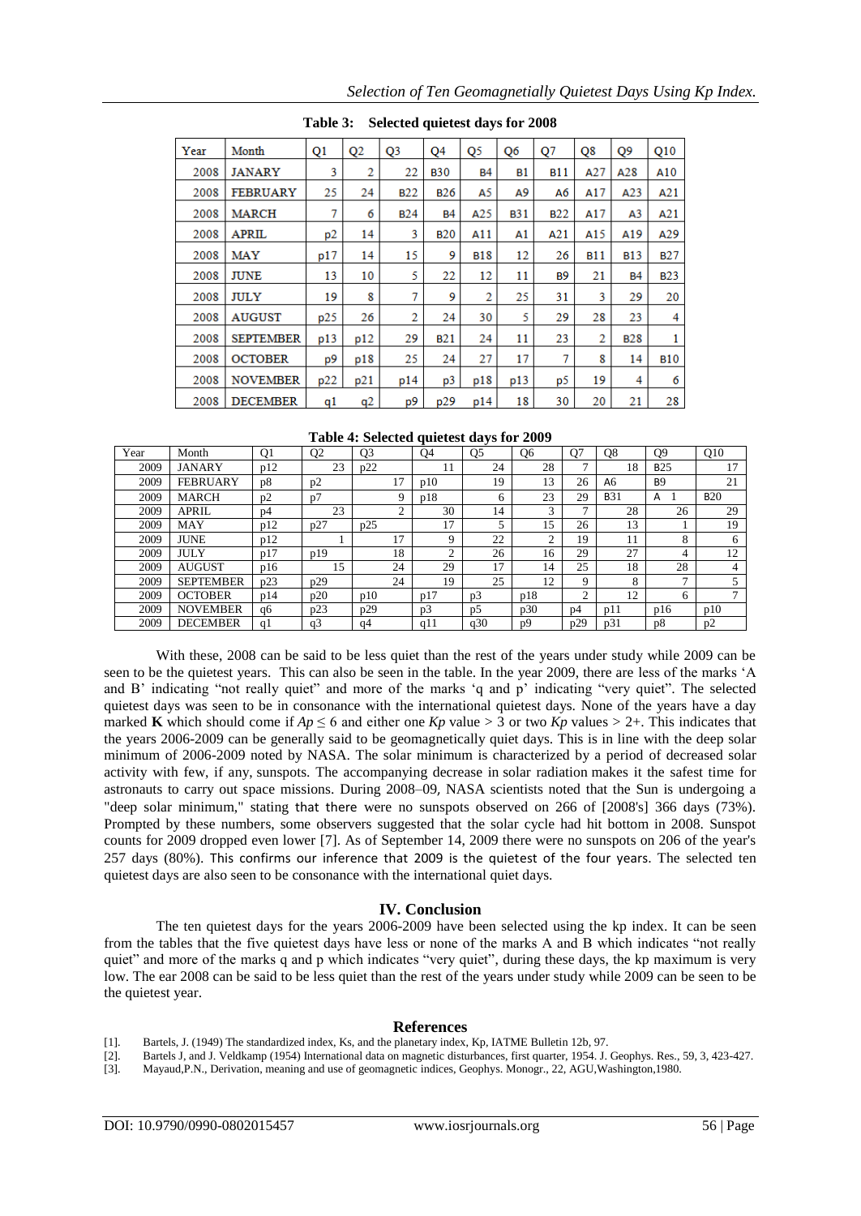**Table 3: Selected quietest days for 2008**

| Year | Month | Q1 | Q2 | Q3 | Q4 | Q5 | Q6 | Q7 | Q8 | Q9 | Q10 |
|---|---|---|---|---|---|---|---|---|---|---|---|
| 2008 | JANARY | 3 | 2 | 22 | B30 | B4 | B1 | B11 | A27 | A28 | A10 |
| 2008 | FEBRUARY | 25 | 24 | B22 | B26 | A5 | A9 | A6 | A17 | A23 | A21 |
| 2008 | MARCH | 7 | 6 | B24 | B4 | A25 | B31 | B22 | A17 | A3 | A21 |
| 2008 | APRIL | p2 | 14 | 3 | B20 | A11 | A1 | A21 | A15 | A19 | A29 |
| 2008 | MAY | p17 | 14 | 15 | 9 | B18 | 12 | 26 | B11 | B13 | B27 |
| 2008 | JUNE | 13 | 10 | 5 | 22 | 12 | 11 | B9 | 21 | B4 | B23 |
| 2008 | JULY | 19 | 8 | 7 | 9 | 2 | 25 | 31 | 3 | 29 | 20 |
| 2008 | AUGUST | p25 | 26 | 2 | 24 | 30 | 5 | 29 | 28 | 23 | 4 |
| 2008 | SEPTEMBER | p13 | p12 | 29 | B21 | 24 | 11 | 23 | 2 | B28 | 1 |
| 2008 | OCTOBER | p9 | p18 | 25 | 24 | 27 | 17 | 7 | 8 | 14 | B10 |
| 2008 | NOVEMBER | p22 | p21 | p14 | p3 | p18 | p13 | p5 | 19 | 4 | 6 |
| 2008 | DECEMBER | q1 | q2 | p9 | p29 | p14 | 18 | 30 | 20 | 21 | 28 |

**Table 4: Selected quietest days for 2009**

| Year | Month | Q1 | Q2 | Q3 | Q4 | Q5 | Q6 | Q7 | Q8 | Q9 | Q10 |
|---|---|---|---|---|---|---|---|---|---|---|---|
| 2009 | JANARY | p12 | 23 | p22 | 11 | 24 | 28 | 7 | 18 | B25 | 17 |
| 2009 | FEBRUARY | p8 | p2 | 17 | p10 | 19 | 13 | 26 | A6 | B9 | 21 |
| 2009 | MARCH | p2 | p7 | 9 | p18 | 6 | 23 | 29 | B31 | A 1 | B20 |
| 2009 | APRIL | p4 | 23 | 2 | 30 | 14 | 3 | 7 | 28 | 26 | 29 |
| 2009 | MAY | p12 | p27 | p25 | 17 | 5 | 15 | 26 | 13 | 1 | 19 |
| 2009 | JUNE | p12 | 1 | 17 | 9 | 22 | 2 | 19 | 11 | 8 | 6 |
| 2009 | JULY | p17 | p19 | 18 | 2 | 26 | 16 | 29 | 27 | 4 | 12 |
| 2009 | AUGUST | p16 | 15 | 24 | 29 | 17 | 14 | 25 | 18 | 28 | 4 |
| 2009 | SEPTEMBER | p23 | p29 | 24 | 19 | 25 | 12 | 9 | 8 | 7 | 5 |
| 2009 | OCTOBER | p14 | p20 | p10 | p17 | p3 | p18 | 2 | 12 | 6 | 7 |
| 2009 | NOVEMBER | q6 | p23 | p29 | p3 | p5 | p30 | p4 | p11 | p16 | p10 |
| 2009 | DECEMBER | q1 | q3 | q4 | q11 | q30 | p9 | p29 | p31 | p8 | p2 |

With these, 2008 can be said to be less quiet than the rest of the years under study while 2009 can be seen to be the quietest years. This can also be seen in the table. In the year 2009, there are less of the marks 'A and B' indicating "not really quiet" and more of the marks 'q and p' indicating "very quiet". The selected quietest days was seen to be in consonance with the international quietest days. None of the years have a day marked **K** which should come if $Ap \leq 6$ and either one *Kp* value > 3 or two *Kp* values > 2+. This indicates that the years 2006-2009 can be generally said to be geomagnetically quiet days. This is in line with the deep solar minimum of 2006-2009 noted by NASA. The solar minimum is characterized by a period of decreased solar activity with few, if any, sunspots. The accompanying decrease in solar radiation makes it the safest time for astronauts to carry out space missions. During 2008–09, NASA scientists noted that the Sun is undergoing a "deep solar minimum," stating that there were no sunspots observed on 266 of [2008's] 366 days (73%). Prompted by these numbers, some observers suggested that the solar cycle had hit bottom in 2008. Sunspot counts for 2009 dropped even lower [7]. As of September 14, 2009 there were no sunspots on 206 of the year's 257 days (80%). This confirms our inference that 2009 is the quietest of the four years. The selected ten quietest days are also seen to be consonance with the international quiet days.

## IV. Conclusion

The ten quietest days for the years 2006-2009 have been selected using the kp index. It can be seen from the tables that the five quietest days have less or none of the marks A and B which indicates "not really quiet" and more of the marks q and p which indicates "very quiet", during these days, the kp maximum is very low. The ear 2008 can be said to be less quiet than the rest of the years under study while 2009 can be seen to be the quietest year.

## References

[1]. Bartels, J. (1949) The standardized index, Ks, and the planetary index, Kp, IATME Bulletin 12b, 97.

[2]. Bartels J, and J. Veldkamp (1954) International data on magnetic disturbances, first quarter, 1954. J. Geophys. Res., 59, 3, 423-427.

[3]. Mayaud,P.N., Derivation, meaning and use of geomagnetic indices, Geophys. Monogr., 22, AGU,Washington,1980.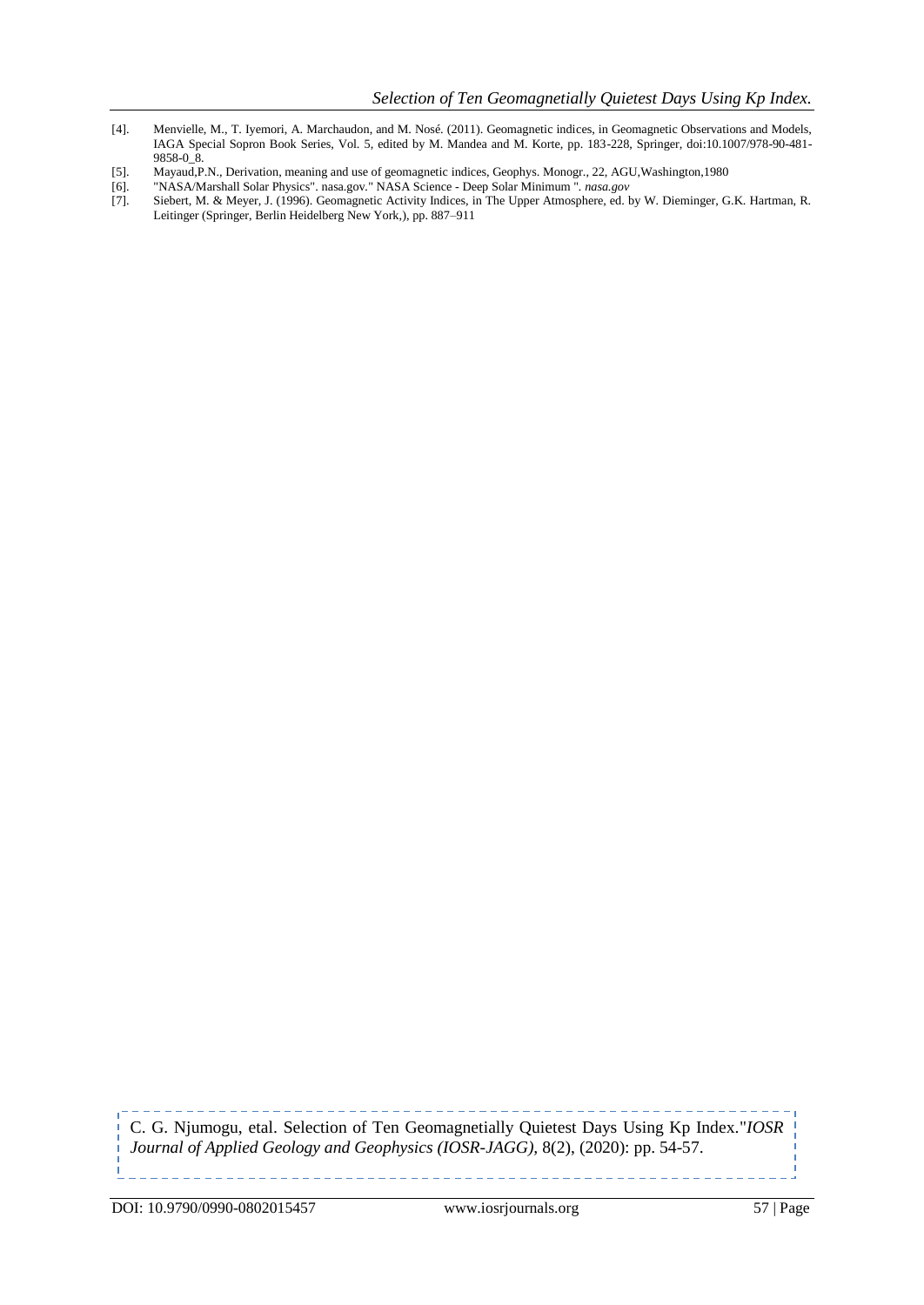[4]. Menvielle, M., T. Iyemori, A. Marchaudon, and M. Nosé. (2011). Geomagnetic indices, in Geomagnetic Observations and Models, IAGA Special Sopron Book Series, Vol. 5, edited by M. Mandea and M. Korte, pp. 183-228, Springer, doi:10.1007/978-90-481-9858-0_8.

[5]. Mayaud,P.N., Derivation, meaning and use of geomagnetic indices, Geophys. Monogr., 22, AGU,Washington,1980

[6]. "NASA/Marshall Solar Physics". nasa.gov." NASA Science - Deep Solar Minimum ". *nasa.gov*

[7]. Siebert, M. & Meyer, J. (1996). Geomagnetic Activity Indices, in The Upper Atmosphere, ed. by W. Dieminger, G.K. Hartman, R. Leitinger (Springer, Berlin Heidelberg New York,), pp. 887–911

C. G. Njumogu, etal. Selection of Ten Geomagnetially Quietest Days Using Kp Index."*IOSR Journal of Applied Geology and Geophysics (IOSR-JAGG)*, 8(2), (2020): pp. 54-57.